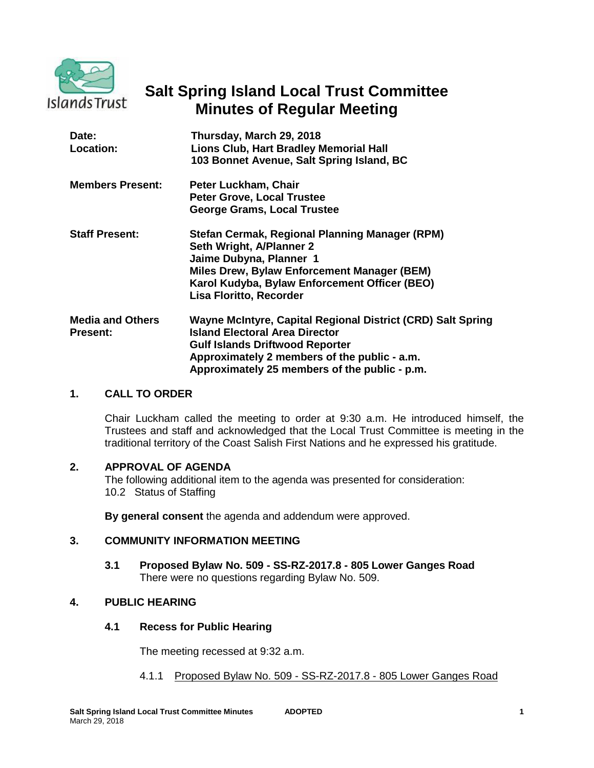# Salt Spring Island Local Trust Committee
## Minutes of Regular Meeting

**Date:** Thursday, March 29, 2018
**Location:** Lions Club, Hart Bradley Memorial Hall
103 Bonnet Avenue, Salt Spring Island, BC

**Members Present:** Peter Luckham, Chair
Peter Grove, Local Trustee
George Grams, Local Trustee

**Staff Present:** Stefan Cermak, Regional Planning Manager (RPM)
Seth Wright, A/Planner 2
Jaime Dubyna, Planner 1
Miles Drew, Bylaw Enforcement Manager (BEM)
Karol Kudyba, Bylaw Enforcement Officer (BEO)
Lisa Floritto, Recorder

**Media and Others Present:** Wayne McIntyre, Capital Regional District (CRD) Salt Spring Island Electoral Area Director
Gulf Islands Driftwood Reporter
Approximately 2 members of the public - a.m.
Approximately 25 members of the public - p.m.

### 1. CALL TO ORDER

Chair Luckham called the meeting to order at 9:30 a.m. He introduced himself, the Trustees and staff and acknowledged that the Local Trust Committee is meeting in the traditional territory of the Coast Salish First Nations and he expressed his gratitude.

### 2. APPROVAL OF AGENDA

The following additional item to the agenda was presented for consideration:
10.2 Status of Staffing

**By general consent** the agenda and addendum were approved.

### 3. COMMUNITY INFORMATION MEETING

**3.1 Proposed Bylaw No. 509 - SS-RZ-2017.8 - 805 Lower Ganges Road**
There were no questions regarding Bylaw No. 509.

### 4. PUBLIC HEARING

**4.1 Recess for Public Hearing**

The meeting recessed at 9:32 a.m.

4.1.1 Proposed Bylaw No. 509 - SS-RZ-2017.8 - 805 Lower Ganges Road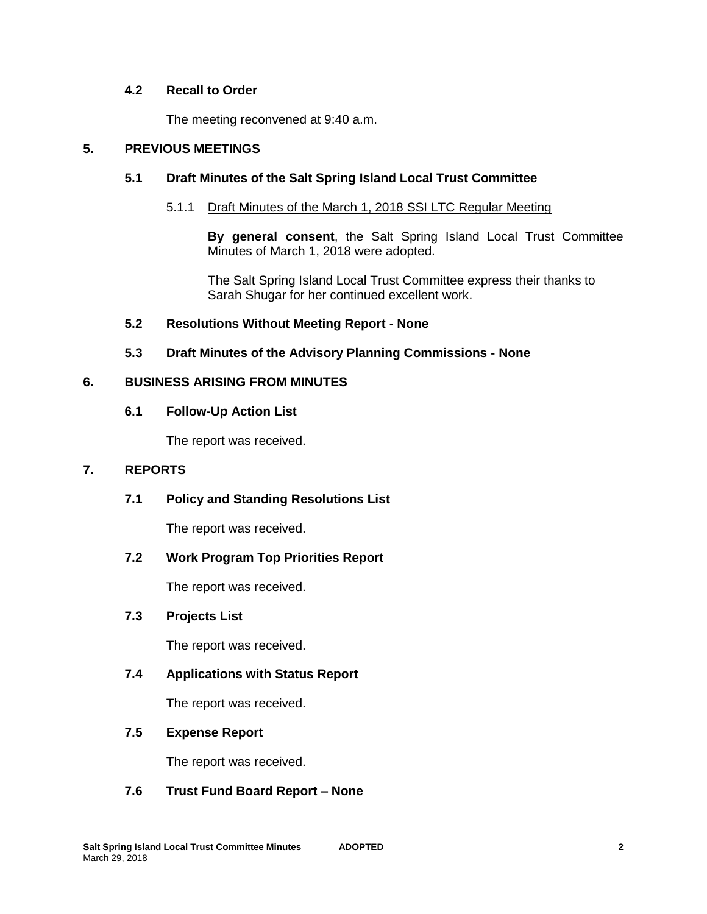### 4.2 Recall to Order

The meeting reconvened at 9:40 a.m.

## 5. PREVIOUS MEETINGS

### 5.1 Draft Minutes of the Salt Spring Island Local Trust Committee

5.1.1 Draft Minutes of the March 1, 2018 SSI LTC Regular Meeting

**By general consent**, the Salt Spring Island Local Trust Committee Minutes of March 1, 2018 were adopted.

The Salt Spring Island Local Trust Committee express their thanks to Sarah Shugar for her continued excellent work.

### 5.2 Resolutions Without Meeting Report - None

### 5.3 Draft Minutes of the Advisory Planning Commissions - None

## 6. BUSINESS ARISING FROM MINUTES

### 6.1 Follow-Up Action List

The report was received.

## 7. REPORTS

### 7.1 Policy and Standing Resolutions List

The report was received.

### 7.2 Work Program Top Priorities Report

The report was received.

### 7.3 Projects List

The report was received.

### 7.4 Applications with Status Report

The report was received.

### 7.5 Expense Report

The report was received.

### 7.6 Trust Fund Board Report – None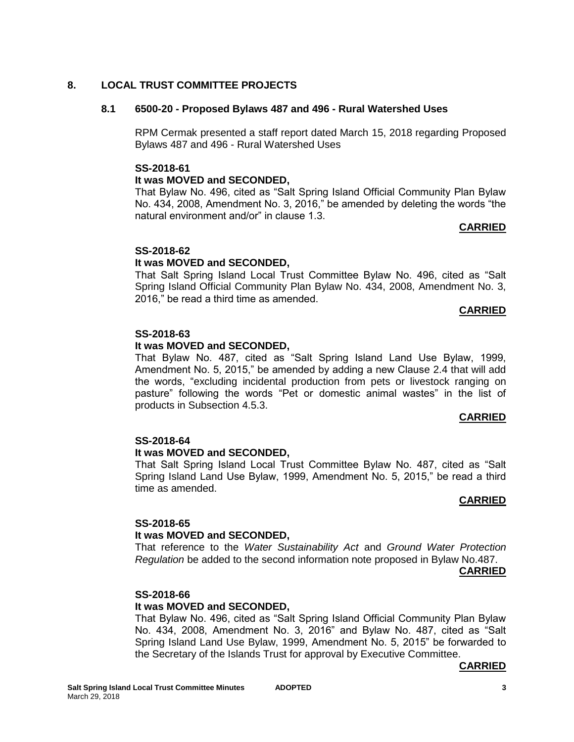## 8. LOCAL TRUST COMMITTEE PROJECTS

### 8.1 6500-20 - Proposed Bylaws 487 and 496 - Rural Watershed Uses

RPM Cermak presented a staff report dated March 15, 2018 regarding Proposed Bylaws 487 and 496 - Rural Watershed Uses

**SS-2018-61**
**It was MOVED and SECONDED,**
That Bylaw No. 496, cited as "Salt Spring Island Official Community Plan Bylaw No. 434, 2008, Amendment No. 3, 2016," be amended by deleting the words "the natural environment and/or" in clause 1.3.

**CARRIED**

**SS-2018-62**
**It was MOVED and SECONDED,**
That Salt Spring Island Local Trust Committee Bylaw No. 496, cited as "Salt Spring Island Official Community Plan Bylaw No. 434, 2008, Amendment No. 3, 2016," be read a third time as amended.

**CARRIED**

**SS-2018-63**
**It was MOVED and SECONDED,**
That Bylaw No. 487, cited as "Salt Spring Island Land Use Bylaw, 1999, Amendment No. 5, 2015," be amended by adding a new Clause 2.4 that will add the words, "excluding incidental production from pets or livestock ranging on pasture" following the words "Pet or domestic animal wastes" in the list of products in Subsection 4.5.3.

**CARRIED**

**SS-2018-64**
**It was MOVED and SECONDED,**
That Salt Spring Island Local Trust Committee Bylaw No. 487, cited as "Salt Spring Island Land Use Bylaw, 1999, Amendment No. 5, 2015," be read a third time as amended.

**CARRIED**

**SS-2018-65**
**It was MOVED and SECONDED,**
That reference to the *Water Sustainability Act* and *Ground Water Protection Regulation* be added to the second information note proposed in Bylaw No.487.

**CARRIED**

**SS-2018-66**
**It was MOVED and SECONDED,**
That Bylaw No. 496, cited as "Salt Spring Island Official Community Plan Bylaw No. 434, 2008, Amendment No. 3, 2016" and Bylaw No. 487, cited as "Salt Spring Island Land Use Bylaw, 1999, Amendment No. 5, 2015" be forwarded to the Secretary of the Islands Trust for approval by Executive Committee.

**CARRIED**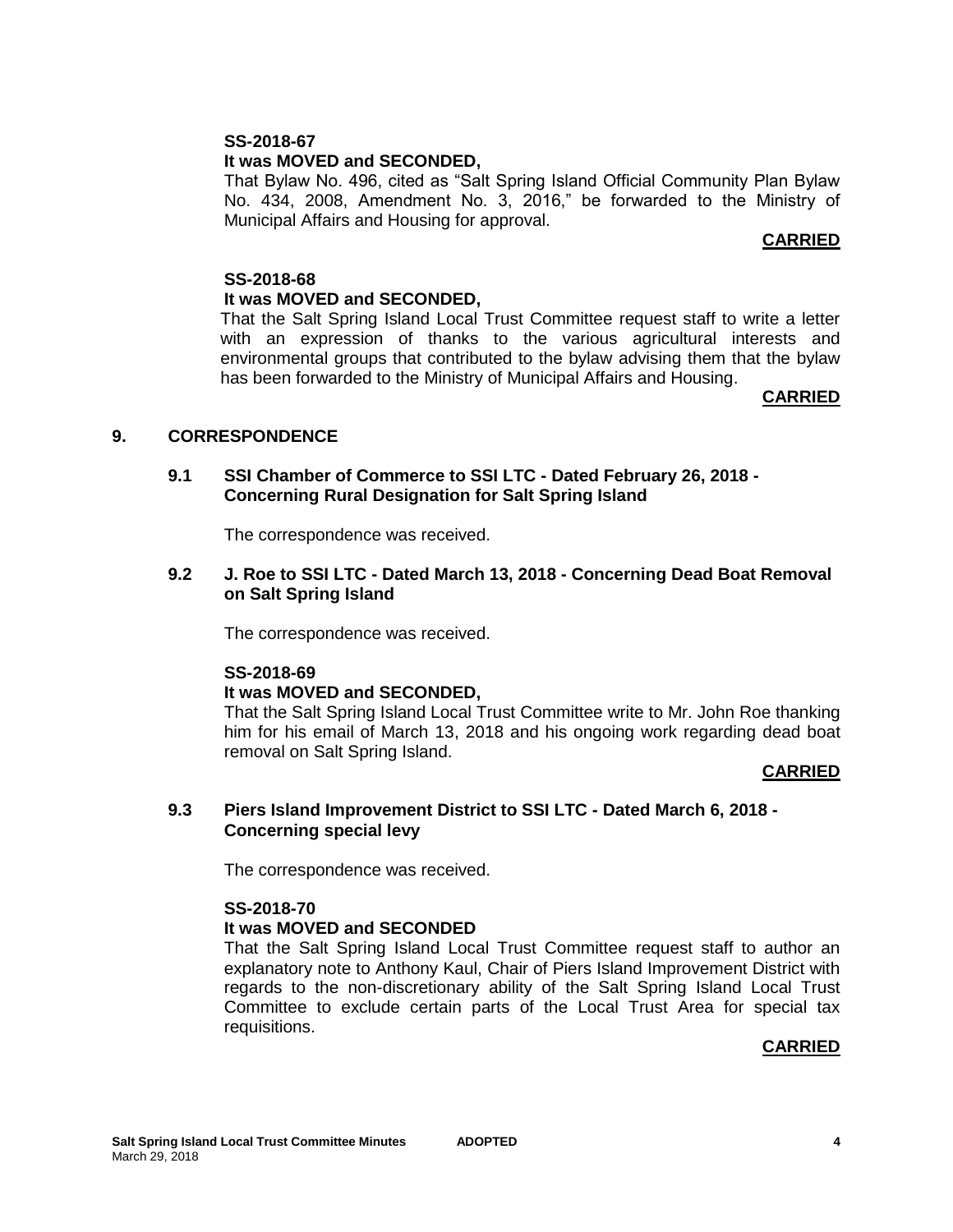**SS-2018-67**
**It was MOVED and SECONDED,**
That Bylaw No. 496, cited as "Salt Spring Island Official Community Plan Bylaw No. 434, 2008, Amendment No. 3, 2016," be forwarded to the Ministry of Municipal Affairs and Housing for approval.

**CARRIED**

**SS-2018-68**
**It was MOVED and SECONDED,**
That the Salt Spring Island Local Trust Committee request staff to write a letter with an expression of thanks to the various agricultural interests and environmental groups that contributed to the bylaw advising them that the bylaw has been forwarded to the Ministry of Municipal Affairs and Housing.

**CARRIED**

## 9. CORRESPONDENCE

### 9.1 SSI Chamber of Commerce to SSI LTC - Dated February 26, 2018 - Concerning Rural Designation for Salt Spring Island

The correspondence was received.

### 9.2 J. Roe to SSI LTC - Dated March 13, 2018 - Concerning Dead Boat Removal on Salt Spring Island

The correspondence was received.

**SS-2018-69**
**It was MOVED and SECONDED,**
That the Salt Spring Island Local Trust Committee write to Mr. John Roe thanking him for his email of March 13, 2018 and his ongoing work regarding dead boat removal on Salt Spring Island.

**CARRIED**

### 9.3 Piers Island Improvement District to SSI LTC - Dated March 6, 2018 - Concerning special levy

The correspondence was received.

**SS-2018-70**
**It was MOVED and SECONDED**
That the Salt Spring Island Local Trust Committee request staff to author an explanatory note to Anthony Kaul, Chair of Piers Island Improvement District with regards to the non-discretionary ability of the Salt Spring Island Local Trust Committee to exclude certain parts of the Local Trust Area for special tax requisitions.

**CARRIED**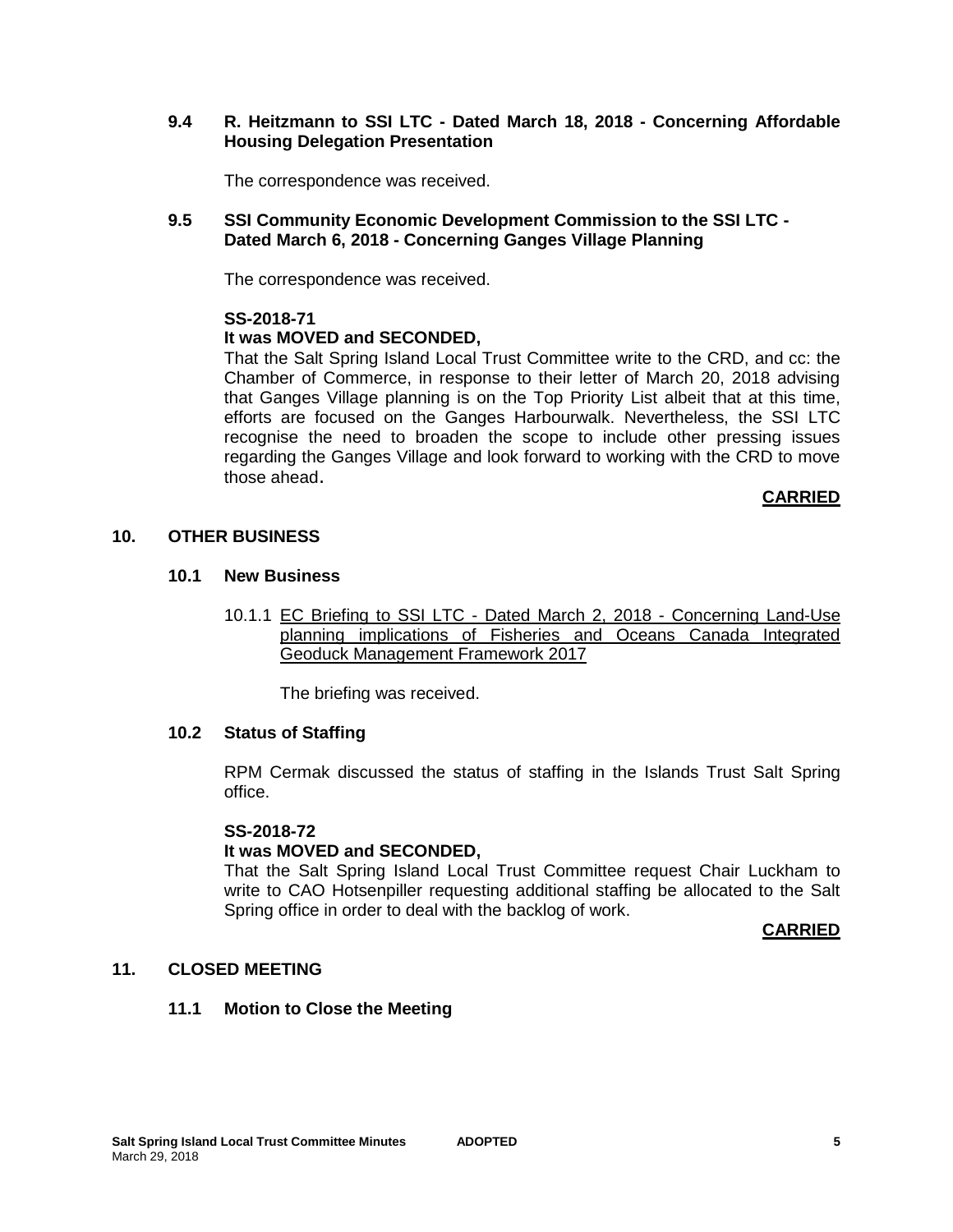### 9.4 R. Heitzmann to SSI LTC - Dated March 18, 2018 - Concerning Affordable Housing Delegation Presentation

The correspondence was received.

### 9.5 SSI Community Economic Development Commission to the SSI LTC - Dated March 6, 2018 - Concerning Ganges Village Planning

The correspondence was received.

**SS-2018-71**
**It was MOVED and SECONDED,**
That the Salt Spring Island Local Trust Committee write to the CRD, and cc: the Chamber of Commerce, in response to their letter of March 20, 2018 advising that Ganges Village planning is on the Top Priority List albeit that at this time, efforts are focused on the Ganges Harbourwalk. Nevertheless, the SSI LTC recognise the need to broaden the scope to include other pressing issues regarding the Ganges Village and look forward to working with the CRD to move those ahead.

**CARRIED**

## 10. OTHER BUSINESS

### 10.1 New Business

10.1.1 EC Briefing to SSI LTC - Dated March 2, 2018 - Concerning Land-Use planning implications of Fisheries and Oceans Canada Integrated Geoduck Management Framework 2017

The briefing was received.

### 10.2 Status of Staffing

RPM Cermak discussed the status of staffing in the Islands Trust Salt Spring office.

**SS-2018-72**
**It was MOVED and SECONDED,**
That the Salt Spring Island Local Trust Committee request Chair Luckham to write to CAO Hotsenpiller requesting additional staffing be allocated to the Salt Spring office in order to deal with the backlog of work.

**CARRIED**

## 11. CLOSED MEETING

### 11.1 Motion to Close the Meeting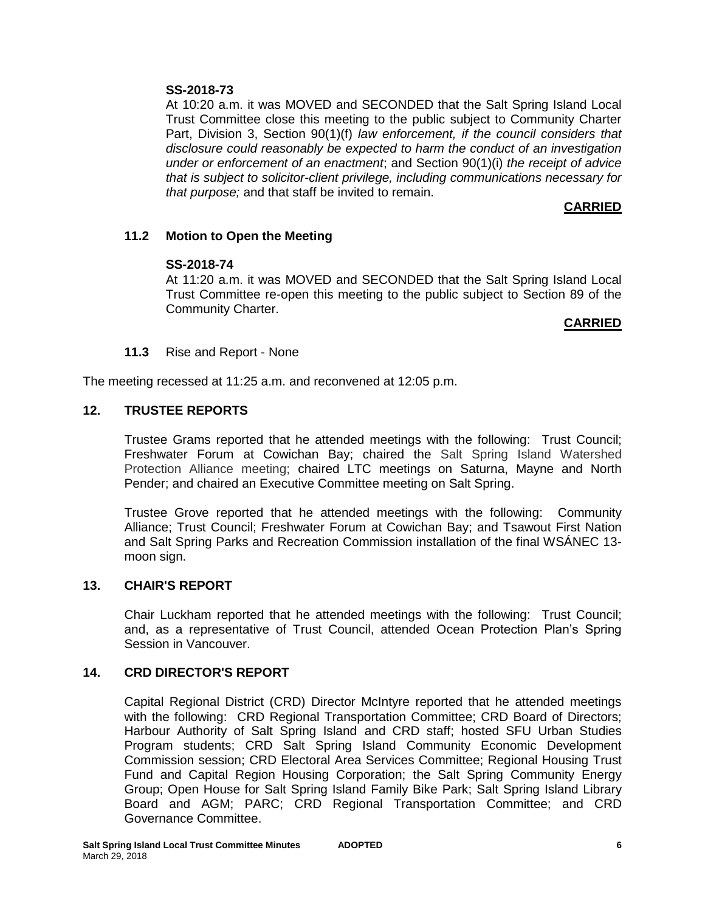**SS-2018-73**

At 10:20 a.m. it was MOVED and SECONDED that the Salt Spring Island Local Trust Committee close this meeting to the public subject to Community Charter Part, Division 3, Section 90(1)(f) *law enforcement, if the council considers that disclosure could reasonably be expected to harm the conduct of an investigation under or enforcement of an enactment*; and Section 90(1)(i) *the receipt of advice that is subject to solicitor-client privilege, including communications necessary for that purpose;* and that staff be invited to remain.

**CARRIED**

### 11.2 Motion to Open the Meeting

**SS-2018-74**

At 11:20 a.m. it was MOVED and SECONDED that the Salt Spring Island Local Trust Committee re-open this meeting to the public subject to Section 89 of the Community Charter.

**CARRIED**

**11.3** Rise and Report - None

The meeting recessed at 11:25 a.m. and reconvened at 12:05 p.m.

## 12. TRUSTEE REPORTS

Trustee Grams reported that he attended meetings with the following: Trust Council; Freshwater Forum at Cowichan Bay; chaired the Salt Spring Island Watershed Protection Alliance meeting; chaired LTC meetings on Saturna, Mayne and North Pender; and chaired an Executive Committee meeting on Salt Spring.

Trustee Grove reported that he attended meetings with the following: Community Alliance; Trust Council; Freshwater Forum at Cowichan Bay; and Tsawout First Nation and Salt Spring Parks and Recreation Commission installation of the final WSÁNEC 13-moon sign.

## 13. CHAIR'S REPORT

Chair Luckham reported that he attended meetings with the following: Trust Council; and, as a representative of Trust Council, attended Ocean Protection Plan's Spring Session in Vancouver.

## 14. CRD DIRECTOR'S REPORT

Capital Regional District (CRD) Director McIntyre reported that he attended meetings with the following: CRD Regional Transportation Committee; CRD Board of Directors; Harbour Authority of Salt Spring Island and CRD staff; hosted SFU Urban Studies Program students; CRD Salt Spring Island Community Economic Development Commission session; CRD Electoral Area Services Committee; Regional Housing Trust Fund and Capital Region Housing Corporation; the Salt Spring Community Energy Group; Open House for Salt Spring Island Family Bike Park; Salt Spring Island Library Board and AGM; PARC; CRD Regional Transportation Committee; and CRD Governance Committee.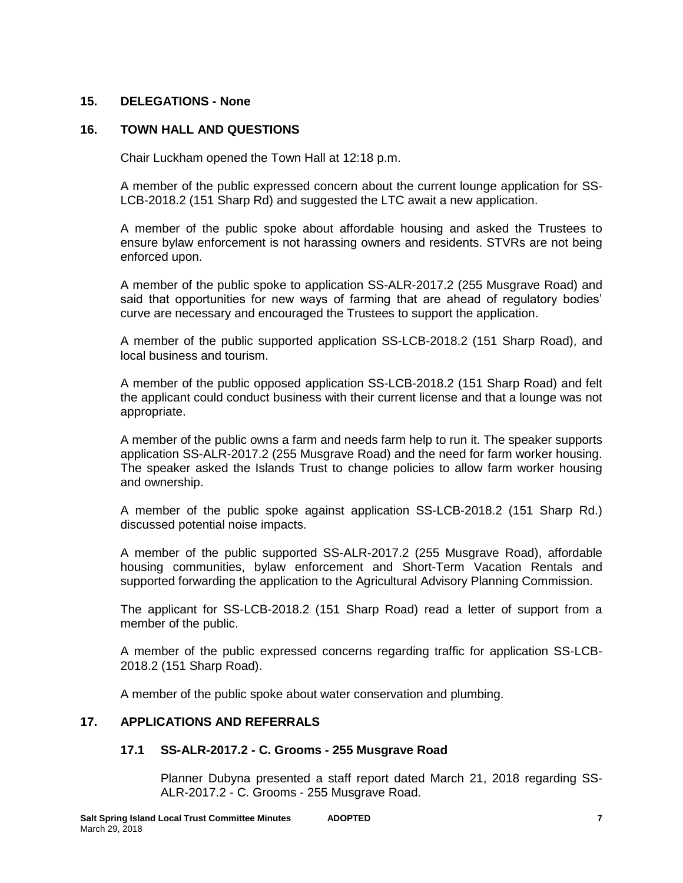## 15. DELEGATIONS - None

## 16. TOWN HALL AND QUESTIONS

Chair Luckham opened the Town Hall at 12:18 p.m.

A member of the public expressed concern about the current lounge application for SS-LCB-2018.2 (151 Sharp Rd) and suggested the LTC await a new application.

A member of the public spoke about affordable housing and asked the Trustees to ensure bylaw enforcement is not harassing owners and residents. STVRs are not being enforced upon.

A member of the public spoke to application SS-ALR-2017.2 (255 Musgrave Road) and said that opportunities for new ways of farming that are ahead of regulatory bodies' curve are necessary and encouraged the Trustees to support the application.

A member of the public supported application SS-LCB-2018.2 (151 Sharp Road), and local business and tourism.

A member of the public opposed application SS-LCB-2018.2 (151 Sharp Road) and felt the applicant could conduct business with their current license and that a lounge was not appropriate.

A member of the public owns a farm and needs farm help to run it. The speaker supports application SS-ALR-2017.2 (255 Musgrave Road) and the need for farm worker housing. The speaker asked the Islands Trust to change policies to allow farm worker housing and ownership.

A member of the public spoke against application SS-LCB-2018.2 (151 Sharp Rd.) discussed potential noise impacts.

A member of the public supported SS-ALR-2017.2 (255 Musgrave Road), affordable housing communities, bylaw enforcement and Short-Term Vacation Rentals and supported forwarding the application to the Agricultural Advisory Planning Commission.

The applicant for SS-LCB-2018.2 (151 Sharp Road) read a letter of support from a member of the public.

A member of the public expressed concerns regarding traffic for application SS-LCB-2018.2 (151 Sharp Road).

A member of the public spoke about water conservation and plumbing.

## 17. APPLICATIONS AND REFERRALS

### 17.1 SS-ALR-2017.2 - C. Grooms - 255 Musgrave Road

Planner Dubyna presented a staff report dated March 21, 2018 regarding SS-ALR-2017.2 - C. Grooms - 255 Musgrave Road.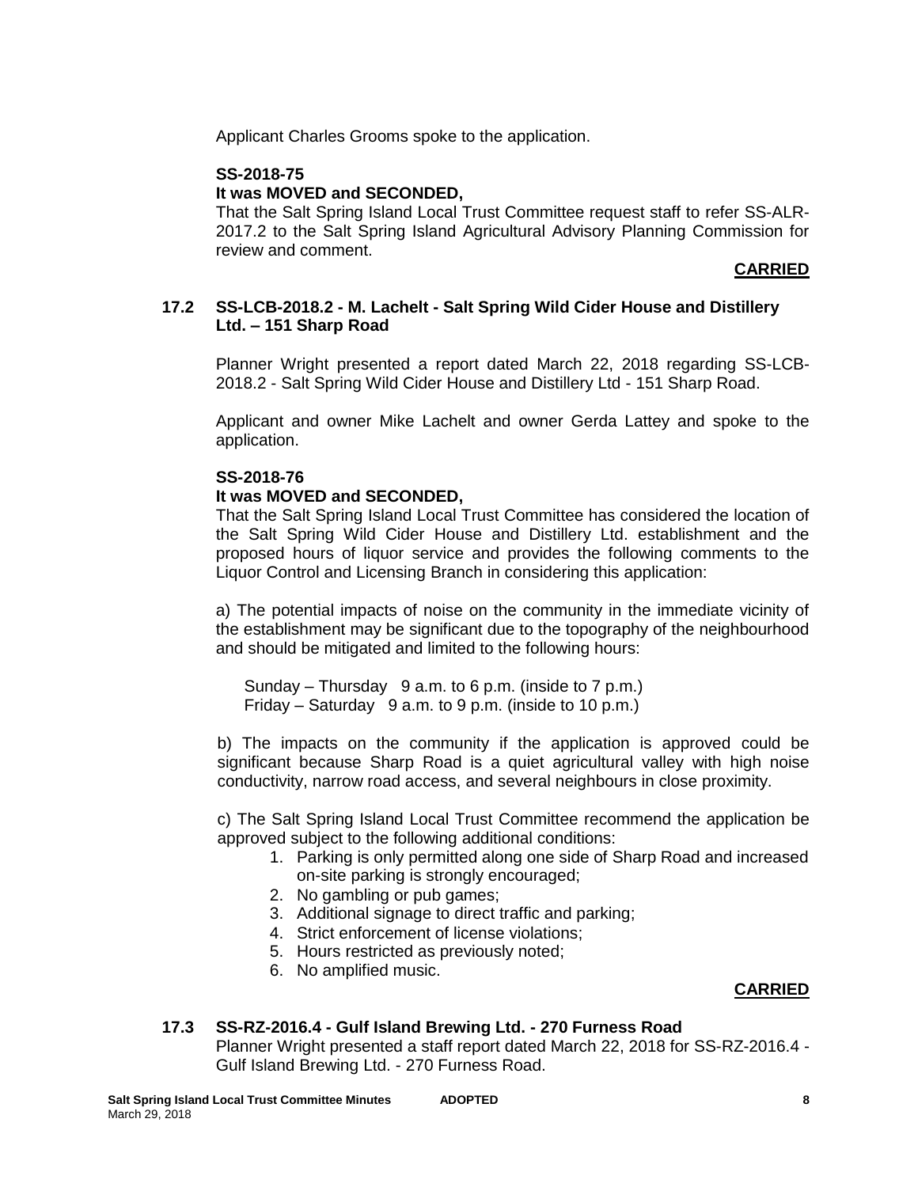Applicant Charles Grooms spoke to the application.

**SS-2018-75**

**It was MOVED and SECONDED,**

That the Salt Spring Island Local Trust Committee request staff to refer SS-ALR-2017.2 to the Salt Spring Island Agricultural Advisory Planning Commission for review and comment.

**CARRIED**

### 17.2 SS-LCB-2018.2 - M. Lachelt - Salt Spring Wild Cider House and Distillery Ltd. – 151 Sharp Road

Planner Wright presented a report dated March 22, 2018 regarding SS-LCB-2018.2 - Salt Spring Wild Cider House and Distillery Ltd - 151 Sharp Road.

Applicant and owner Mike Lachelt and owner Gerda Lattey and spoke to the application.

**SS-2018-76**

**It was MOVED and SECONDED,**

That the Salt Spring Island Local Trust Committee has considered the location of the Salt Spring Wild Cider House and Distillery Ltd. establishment and the proposed hours of liquor service and provides the following comments to the Liquor Control and Licensing Branch in considering this application:

a) The potential impacts of noise on the community in the immediate vicinity of the establishment may be significant due to the topography of the neighbourhood and should be mitigated and limited to the following hours:

Sunday – Thursday 9 a.m. to 6 p.m. (inside to 7 p.m.)
Friday – Saturday 9 a.m. to 9 p.m. (inside to 10 p.m.)

b) The impacts on the community if the application is approved could be significant because Sharp Road is a quiet agricultural valley with high noise conductivity, narrow road access, and several neighbours in close proximity.

c) The Salt Spring Island Local Trust Committee recommend the application be approved subject to the following additional conditions:

1. Parking is only permitted along one side of Sharp Road and increased on-site parking is strongly encouraged;
2. No gambling or pub games;
3. Additional signage to direct traffic and parking;
4. Strict enforcement of license violations;
5. Hours restricted as previously noted;
6. No amplified music.

**CARRIED**

### 17.3 SS-RZ-2016.4 - Gulf Island Brewing Ltd. - 270 Furness Road

Planner Wright presented a staff report dated March 22, 2018 for SS-RZ-2016.4 - Gulf Island Brewing Ltd. - 270 Furness Road.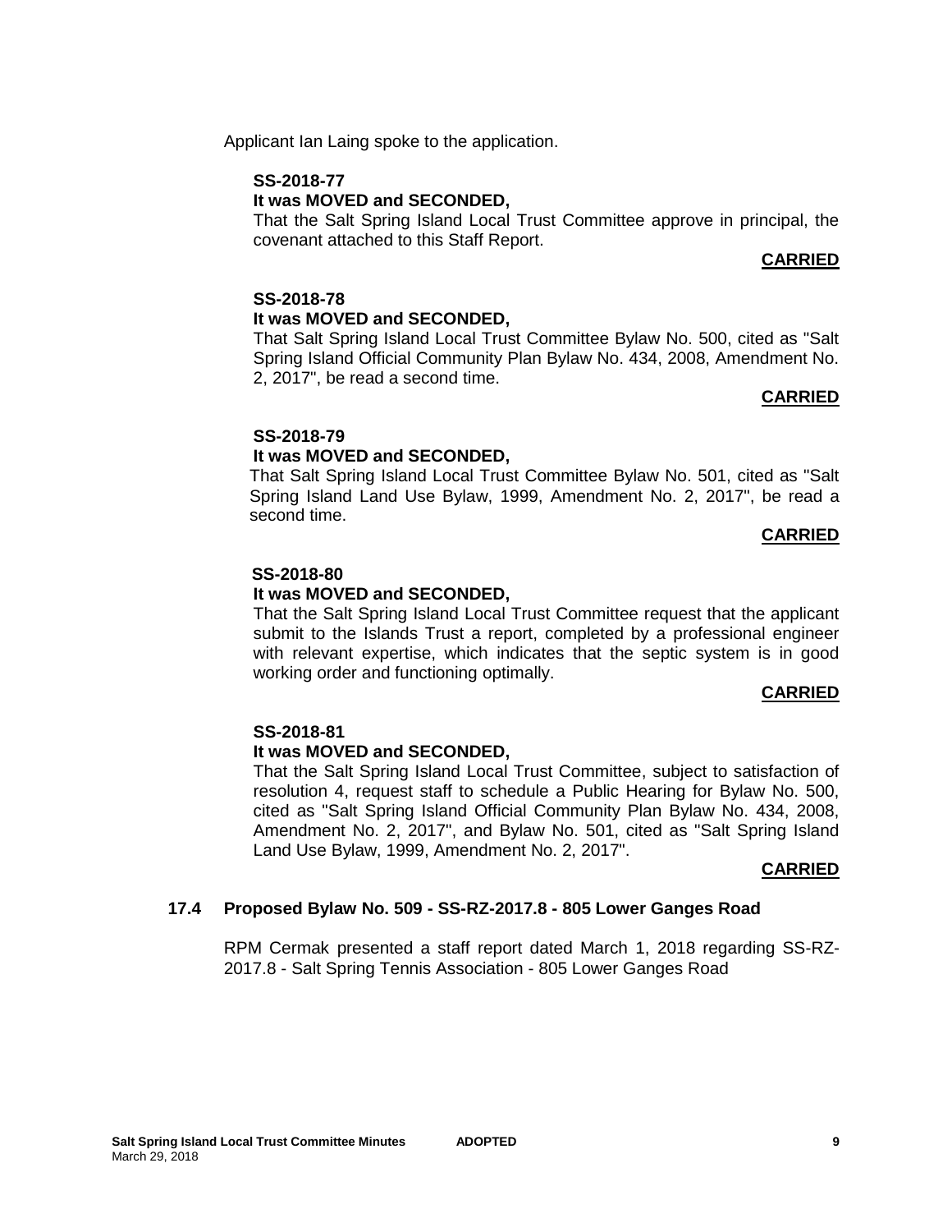Applicant Ian Laing spoke to the application.

**SS-2018-77**
**It was MOVED and SECONDED,**

That the Salt Spring Island Local Trust Committee approve in principal, the covenant attached to this Staff Report.

**CARRIED**

**SS-2018-78**
**It was MOVED and SECONDED,**

That Salt Spring Island Local Trust Committee Bylaw No. 500, cited as "Salt Spring Island Official Community Plan Bylaw No. 434, 2008, Amendment No. 2, 2017", be read a second time.

**CARRIED**

**SS-2018-79**
**It was MOVED and SECONDED,**

That Salt Spring Island Local Trust Committee Bylaw No. 501, cited as "Salt Spring Island Land Use Bylaw, 1999, Amendment No. 2, 2017", be read a second time.

**CARRIED**

**SS-2018-80**
**It was MOVED and SECONDED,**

That the Salt Spring Island Local Trust Committee request that the applicant submit to the Islands Trust a report, completed by a professional engineer with relevant expertise, which indicates that the septic system is in good working order and functioning optimally.

**CARRIED**

**SS-2018-81**
**It was MOVED and SECONDED,**

That the Salt Spring Island Local Trust Committee, subject to satisfaction of resolution 4, request staff to schedule a Public Hearing for Bylaw No. 500, cited as "Salt Spring Island Official Community Plan Bylaw No. 434, 2008, Amendment No. 2, 2017", and Bylaw No. 501, cited as "Salt Spring Island Land Use Bylaw, 1999, Amendment No. 2, 2017".

**CARRIED**

### 17.4 Proposed Bylaw No. 509 - SS-RZ-2017.8 - 805 Lower Ganges Road

RPM Cermak presented a staff report dated March 1, 2018 regarding SS-RZ-2017.8 - Salt Spring Tennis Association - 805 Lower Ganges Road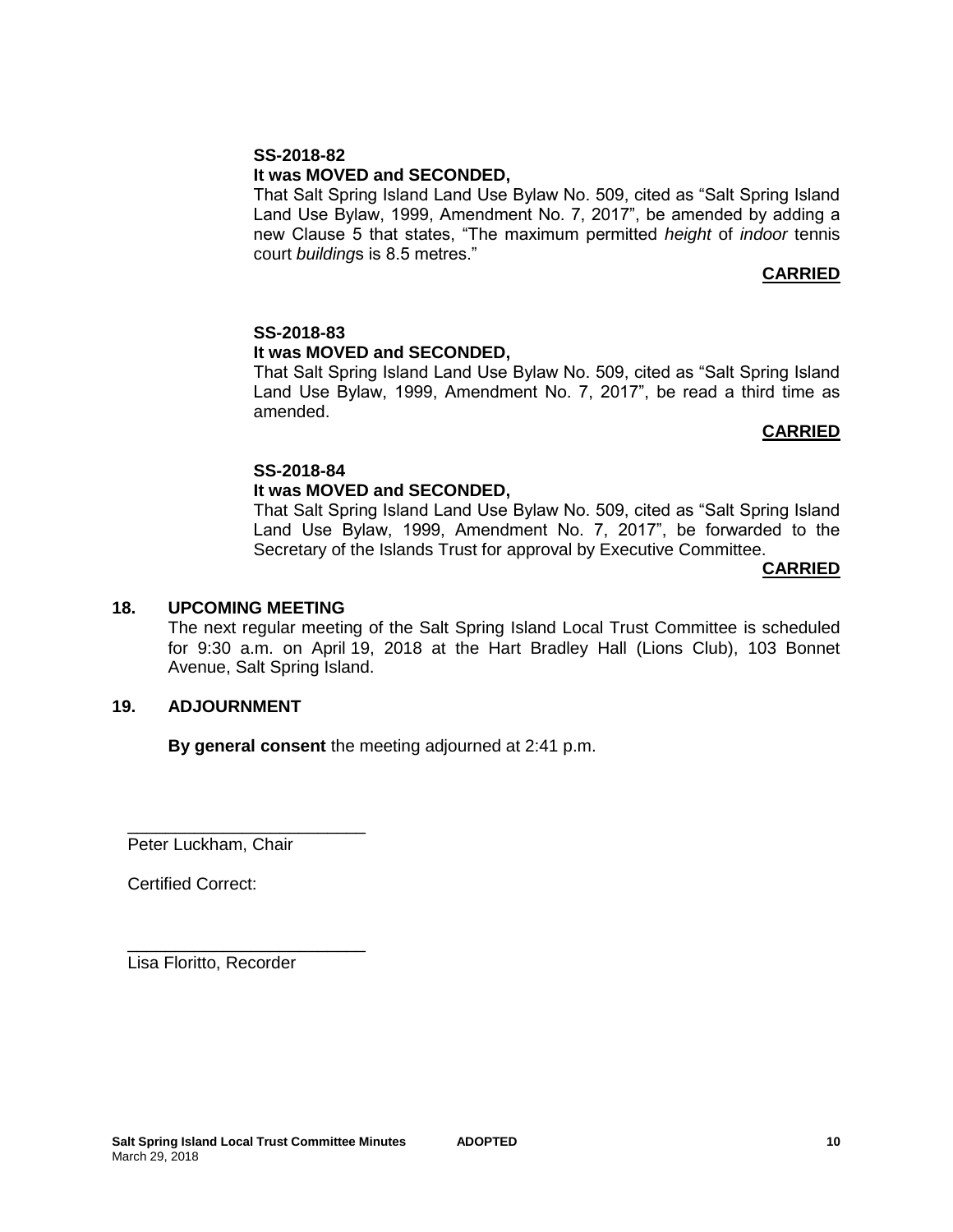**SS-2018-82**

**It was MOVED and SECONDED,**

That Salt Spring Island Land Use Bylaw No. 509, cited as "Salt Spring Island Land Use Bylaw, 1999, Amendment No. 7, 2017", be amended by adding a new Clause 5 that states, "The maximum permitted *height* of *indoor* tennis court *building*s is 8.5 metres."

**CARRIED**

**SS-2018-83**

**It was MOVED and SECONDED,**

That Salt Spring Island Land Use Bylaw No. 509, cited as "Salt Spring Island Land Use Bylaw, 1999, Amendment No. 7, 2017", be read a third time as amended.

**CARRIED**

**SS-2018-84**

**It was MOVED and SECONDED,**

That Salt Spring Island Land Use Bylaw No. 509, cited as "Salt Spring Island Land Use Bylaw, 1999, Amendment No. 7, 2017", be forwarded to the Secretary of the Islands Trust for approval by Executive Committee.

**CARRIED**

## 18. UPCOMING MEETING

The next regular meeting of the Salt Spring Island Local Trust Committee is scheduled for 9:30 a.m. on April 19, 2018 at the Hart Bradley Hall (Lions Club), 103 Bonnet Avenue, Salt Spring Island.

## 19. ADJOURNMENT

**By general consent** the meeting adjourned at 2:41 p.m.

\_\_\_\_\_\_\_\_\_\_\_\_\_\_\_\_\_\_\_\_\_\_\_\_\_\_

Peter Luckham, Chair

Certified Correct:

\_\_\_\_\_\_\_\_\_\_\_\_\_\_\_\_\_\_\_\_\_\_\_\_\_\_

Lisa Floritto, Recorder